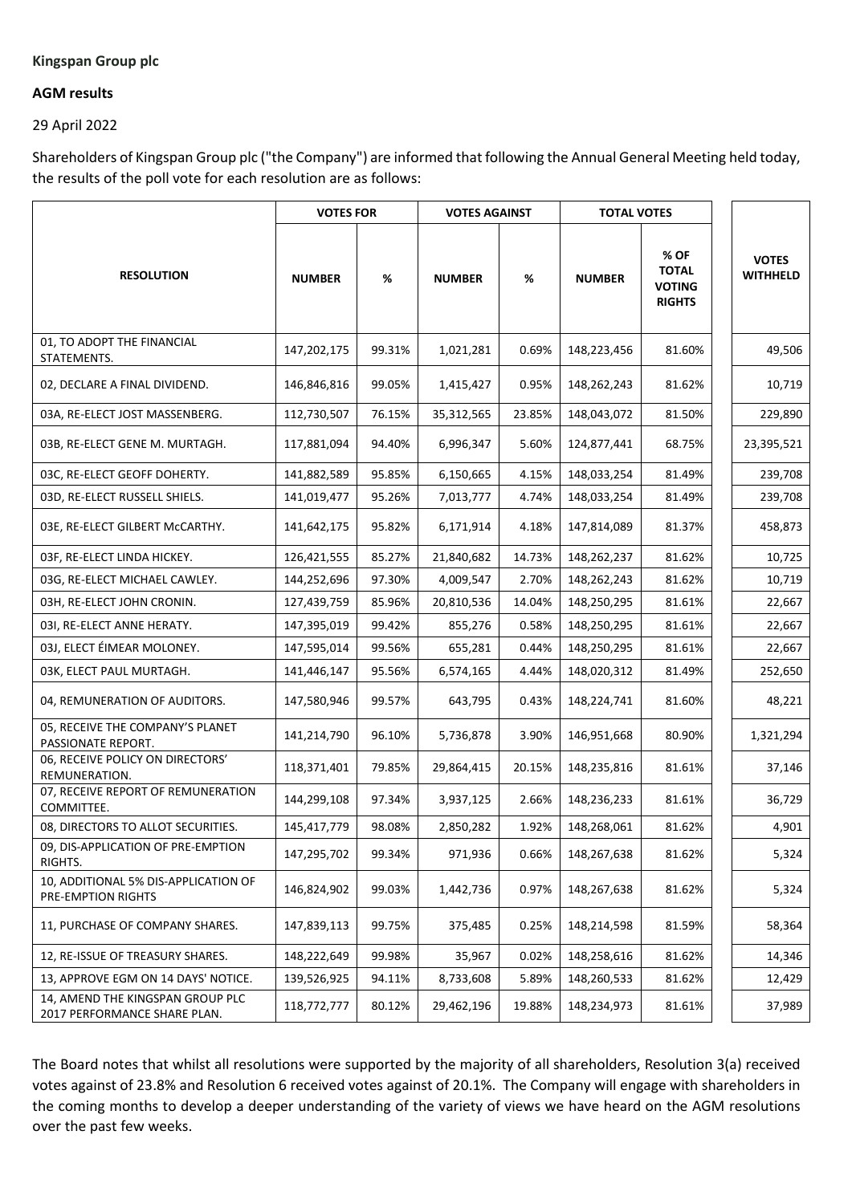**Kingspan Group plc**

**AGM results**

29 April 2022

Shareholders of Kingspan Group plc ("the Company") are informed that following the Annual General Meeting held today, the results of the poll vote for each resolution are as follows:

| RESOLUTION | VOTES FOR | | VOTES AGAINST | | TOTAL VOTES | | VOTES WITHHELD |
|---|---|---|---|---|---|---|---|
| | NUMBER | % | NUMBER | % | NUMBER | % OF TOTAL VOTING RIGHTS | |
| 01, TO ADOPT THE FINANCIAL STATEMENTS. | 147,202,175 | 99.31% | 1,021,281 | 0.69% | 148,223,456 | 81.60% | 49,506 |
| 02, DECLARE A FINAL DIVIDEND. | 146,846,816 | 99.05% | 1,415,427 | 0.95% | 148,262,243 | 81.62% | 10,719 |
| 03A, RE-ELECT JOST MASSENBERG. | 112,730,507 | 76.15% | 35,312,565 | 23.85% | 148,043,072 | 81.50% | 229,890 |
| 03B, RE-ELECT GENE M. MURTAGH. | 117,881,094 | 94.40% | 6,996,347 | 5.60% | 124,877,441 | 68.75% | 23,395,521 |
| 03C, RE-ELECT GEOFF DOHERTY. | 141,882,589 | 95.85% | 6,150,665 | 4.15% | 148,033,254 | 81.49% | 239,708 |
| 03D, RE-ELECT RUSSELL SHIELS. | 141,019,477 | 95.26% | 7,013,777 | 4.74% | 148,033,254 | 81.49% | 239,708 |
| 03E, RE-ELECT GILBERT McCARTHY. | 141,642,175 | 95.82% | 6,171,914 | 4.18% | 147,814,089 | 81.37% | 458,873 |
| 03F, RE-ELECT LINDA HICKEY. | 126,421,555 | 85.27% | 21,840,682 | 14.73% | 148,262,237 | 81.62% | 10,725 |
| 03G, RE-ELECT MICHAEL CAWLEY. | 144,252,696 | 97.30% | 4,009,547 | 2.70% | 148,262,243 | 81.62% | 10,719 |
| 03H, RE-ELECT JOHN CRONIN. | 127,439,759 | 85.96% | 20,810,536 | 14.04% | 148,250,295 | 81.61% | 22,667 |
| 03I, RE-ELECT ANNE HERATY. | 147,395,019 | 99.42% | 855,276 | 0.58% | 148,250,295 | 81.61% | 22,667 |
| 03J, ELECT ÉIMEAR MOLONEY. | 147,595,014 | 99.56% | 655,281 | 0.44% | 148,250,295 | 81.61% | 22,667 |
| 03K, ELECT PAUL MURTAGH. | 141,446,147 | 95.56% | 6,574,165 | 4.44% | 148,020,312 | 81.49% | 252,650 |
| 04, REMUNERATION OF AUDITORS. | 147,580,946 | 99.57% | 643,795 | 0.43% | 148,224,741 | 81.60% | 48,221 |
| 05, RECEIVE THE COMPANY'S PLANET PASSIONATE REPORT. | 141,214,790 | 96.10% | 5,736,878 | 3.90% | 146,951,668 | 80.90% | 1,321,294 |
| 06, RECEIVE POLICY ON DIRECTORS' REMUNERATION. | 118,371,401 | 79.85% | 29,864,415 | 20.15% | 148,235,816 | 81.61% | 37,146 |
| 07, RECEIVE REPORT OF REMUNERATION COMMITTEE. | 144,299,108 | 97.34% | 3,937,125 | 2.66% | 148,236,233 | 81.61% | 36,729 |
| 08, DIRECTORS TO ALLOT SECURITIES. | 145,417,779 | 98.08% | 2,850,282 | 1.92% | 148,268,061 | 81.62% | 4,901 |
| 09, DIS-APPLICATION OF PRE-EMPTION RIGHTS. | 147,295,702 | 99.34% | 971,936 | 0.66% | 148,267,638 | 81.62% | 5,324 |
| 10, ADDITIONAL 5% DIS-APPLICATION OF PRE-EMPTION RIGHTS | 146,824,902 | 99.03% | 1,442,736 | 0.97% | 148,267,638 | 81.62% | 5,324 |
| 11, PURCHASE OF COMPANY SHARES. | 147,839,113 | 99.75% | 375,485 | 0.25% | 148,214,598 | 81.59% | 58,364 |
| 12, RE-ISSUE OF TREASURY SHARES. | 148,222,649 | 99.98% | 35,967 | 0.02% | 148,258,616 | 81.62% | 14,346 |
| 13, APPROVE EGM ON 14 DAYS' NOTICE. | 139,526,925 | 94.11% | 8,733,608 | 5.89% | 148,260,533 | 81.62% | 12,429 |
| 14, AMEND THE KINGSPAN GROUP PLC 2017 PERFORMANCE SHARE PLAN. | 118,772,777 | 80.12% | 29,462,196 | 19.88% | 148,234,973 | 81.61% | 37,989 |

The Board notes that whilst all resolutions were supported by the majority of all shareholders, Resolution 3(a) received votes against of 23.8% and Resolution 6 received votes against of 20.1%. The Company will engage with shareholders in the coming months to develop a deeper understanding of the variety of views we have heard on the AGM resolutions over the past few weeks.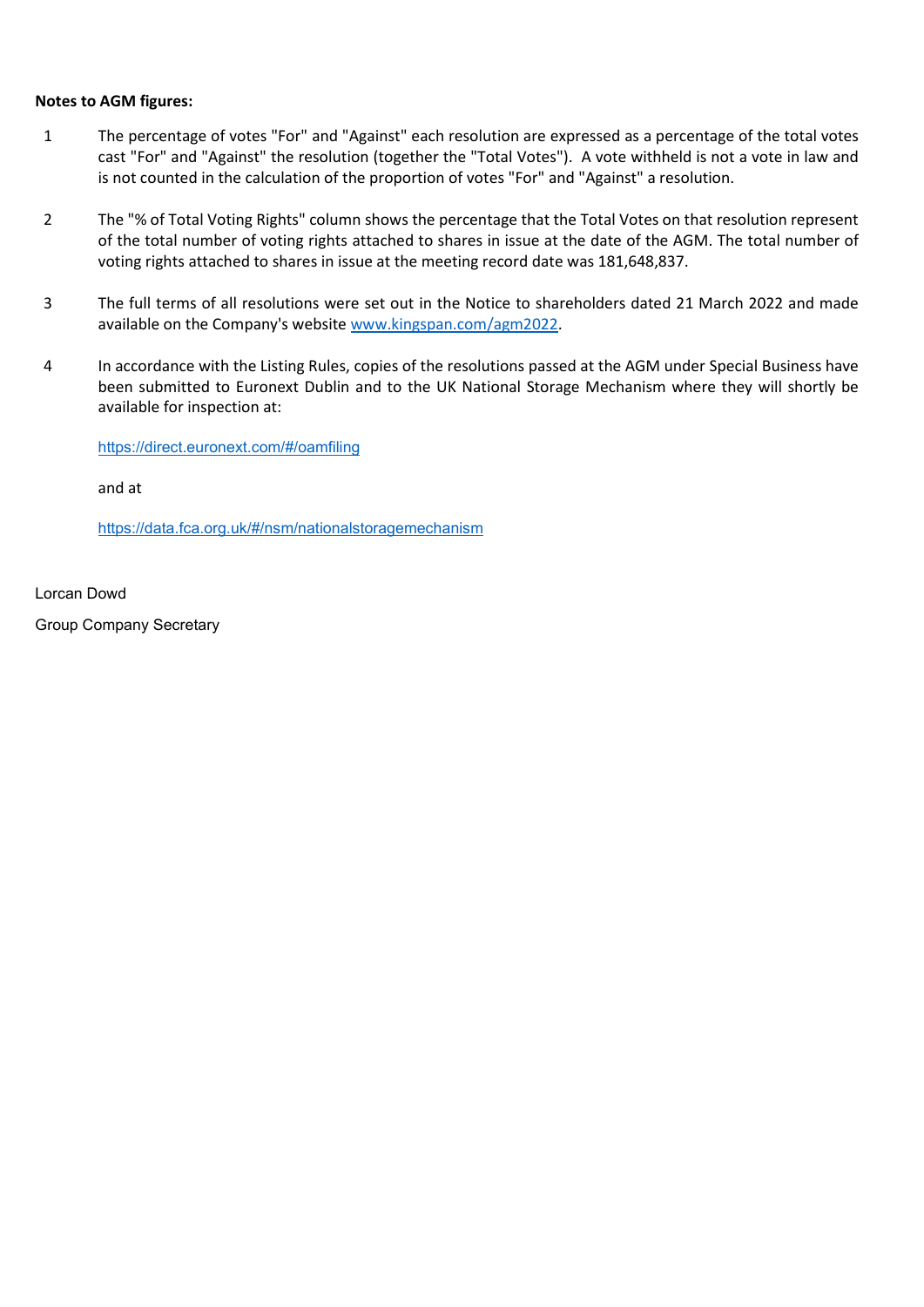**Notes to AGM figures:**

1. The percentage of votes "For" and "Against" each resolution are expressed as a percentage of the total votes cast "For" and "Against" the resolution (together the "Total Votes"). A vote withheld is not a vote in law and is not counted in the calculation of the proportion of votes "For" and "Against" a resolution.

2. The "% of Total Voting Rights" column shows the percentage that the Total Votes on that resolution represent of the total number of voting rights attached to shares in issue at the date of the AGM. The total number of voting rights attached to shares in issue at the meeting record date was 181,648,837.

3. The full terms of all resolutions were set out in the Notice to shareholders dated 21 March 2022 and made available on the Company's website [www.kingspan.com/agm2022](www.kingspan.com/agm2022).

4. In accordance with the Listing Rules, copies of the resolutions passed at the AGM under Special Business have been submitted to Euronext Dublin and to the UK National Storage Mechanism where they will shortly be available for inspection at:

   [https://direct.euronext.com/#/oamfiling](https://direct.euronext.com/#/oamfiling)

   and at

   [https://data.fca.org.uk/#/nsm/nationalstoragemechanism](https://data.fca.org.uk/#/nsm/nationalstoragemechanism)

Lorcan Dowd

Group Company Secretary